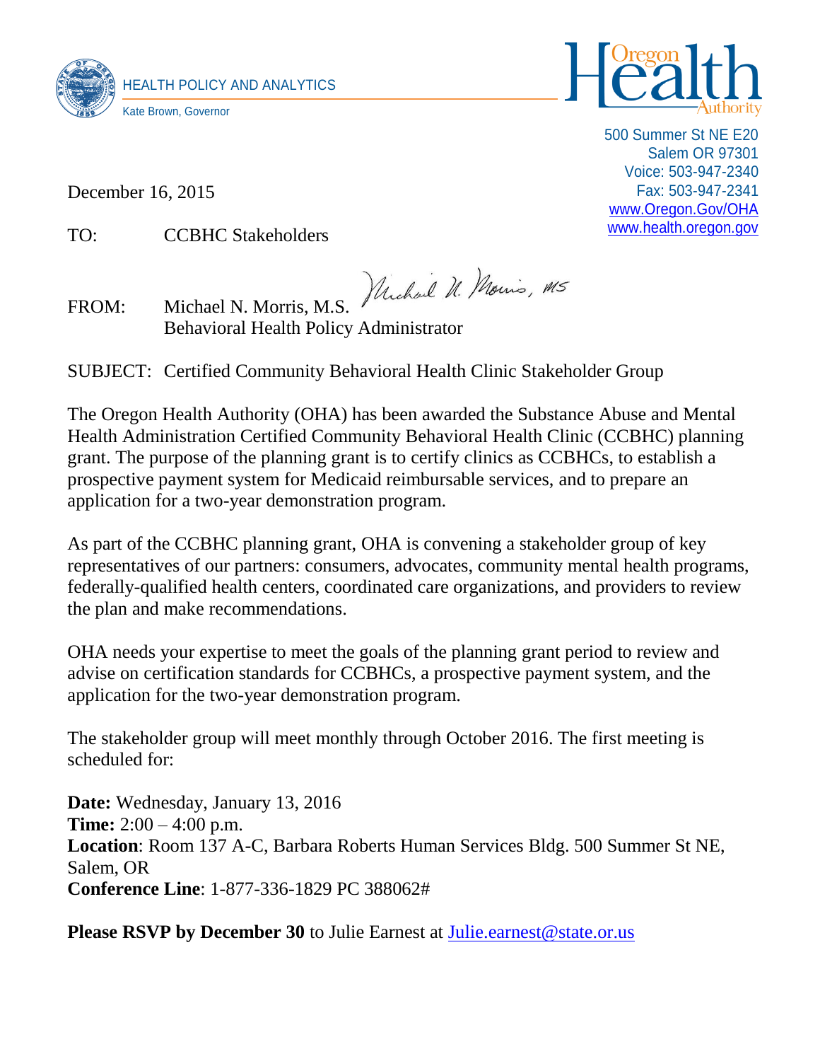HEALTH POLICY AND ANALYTICS

Kate Brown, Governor

Oregon Health Authority

500 Summer St NE E20
Salem OR 97301
Voice: 503-947-2340
Fax: 503-947-2341
www.Oregon.Gov/OHA
www.health.oregon.gov

December 16, 2015

TO: CCBHC Stakeholders

FROM: Michael N. Morris, M.S.
Behavioral Health Policy Administrator

SUBJECT: Certified Community Behavioral Health Clinic Stakeholder Group

The Oregon Health Authority (OHA) has been awarded the Substance Abuse and Mental Health Administration Certified Community Behavioral Health Clinic (CCBHC) planning grant. The purpose of the planning grant is to certify clinics as CCBHCs, to establish a prospective payment system for Medicaid reimbursable services, and to prepare an application for a two-year demonstration program.

As part of the CCBHC planning grant, OHA is convening a stakeholder group of key representatives of our partners: consumers, advocates, community mental health programs, federally-qualified health centers, coordinated care organizations, and providers to review the plan and make recommendations.

OHA needs your expertise to meet the goals of the planning grant period to review and advise on certification standards for CCBHCs, a prospective payment system, and the application for the two-year demonstration program.

The stakeholder group will meet monthly through October 2016. The first meeting is scheduled for:

**Date:** Wednesday, January 13, 2016
**Time:** 2:00 – 4:00 p.m.
**Location**: Room 137 A-C, Barbara Roberts Human Services Bldg. 500 Summer St NE, Salem, OR
**Conference Line**: 1-877-336-1829 PC 388062#

**Please RSVP by December 30** to Julie Earnest at Julie.earnest@state.or.us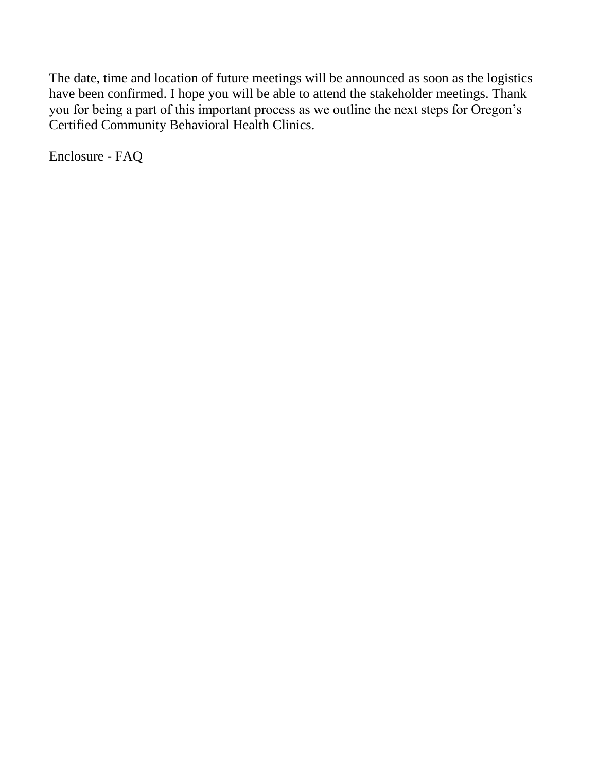The date, time and location of future meetings will be announced as soon as the logistics have been confirmed. I hope you will be able to attend the stakeholder meetings. Thank you for being a part of this important process as we outline the next steps for Oregon's Certified Community Behavioral Health Clinics.

Enclosure - FAQ